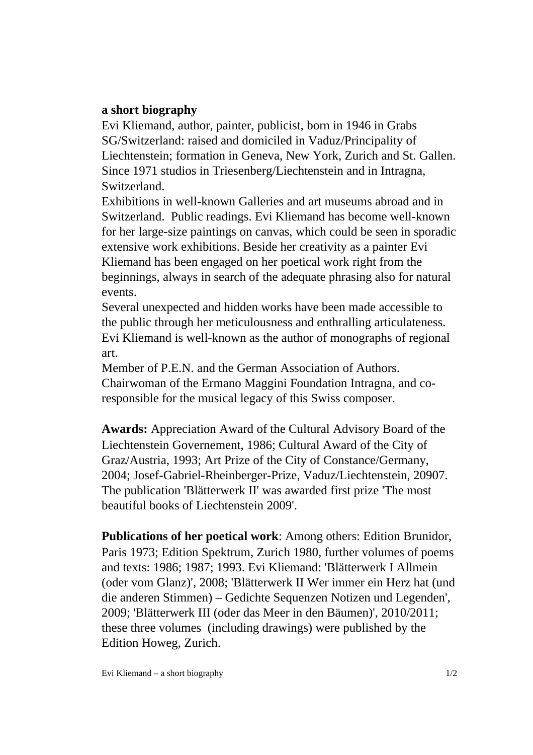**a short biography**

Evi Kliemand, author, painter, publicist, born in 1946 in Grabs SG/Switzerland: raised and domiciled in Vaduz/Principality of Liechtenstein; formation in Geneva, New York, Zurich and St. Gallen. Since 1971 studios in Triesenberg/Liechtenstein and in Intragna, Switzerland.

Exhibitions in well-known Galleries and art museums abroad and in Switzerland. Public readings. Evi Kliemand has become well-known for her large-size paintings on canvas, which could be seen in sporadic extensive work exhibitions. Beside her creativity as a painter Evi Kliemand has been engaged on her poetical work right from the beginnings, always in search of the adequate phrasing also for natural events.

Several unexpected and hidden works have been made accessible to the public through her meticulousness and enthralling articulateness. Evi Kliemand is well-known as the author of monographs of regional art.

Member of P.E.N. and the German Association of Authors. Chairwoman of the Ermano Maggini Foundation Intragna, and co-responsible for the musical legacy of this Swiss composer.

**Awards:** Appreciation Award of the Cultural Advisory Board of the Liechtenstein Governement, 1986; Cultural Award of the City of Graz/Austria, 1993; Art Prize of the City of Constance/Germany, 2004; Josef-Gabriel-Rheinberger-Prize, Vaduz/Liechtenstein, 20907. The publication 'Blätterwerk II' was awarded first prize 'The most beautiful books of Liechtenstein 2009'.

**Publications of her poetical work**: Among others: Edition Brunidor, Paris 1973; Edition Spektrum, Zurich 1980, further volumes of poems and texts: 1986; 1987; 1993. Evi Kliemand: 'Blätterwerk I Allmein (oder vom Glanz)', 2008; 'Blätterwerk II Wer immer ein Herz hat (und die anderen Stimmen) – Gedichte Sequenzen Notizen und Legenden', 2009; 'Blätterwerk III (oder das Meer in den Bäumen)', 2010/2011; these three volumes (including drawings) were published by the Edition Howeg, Zurich.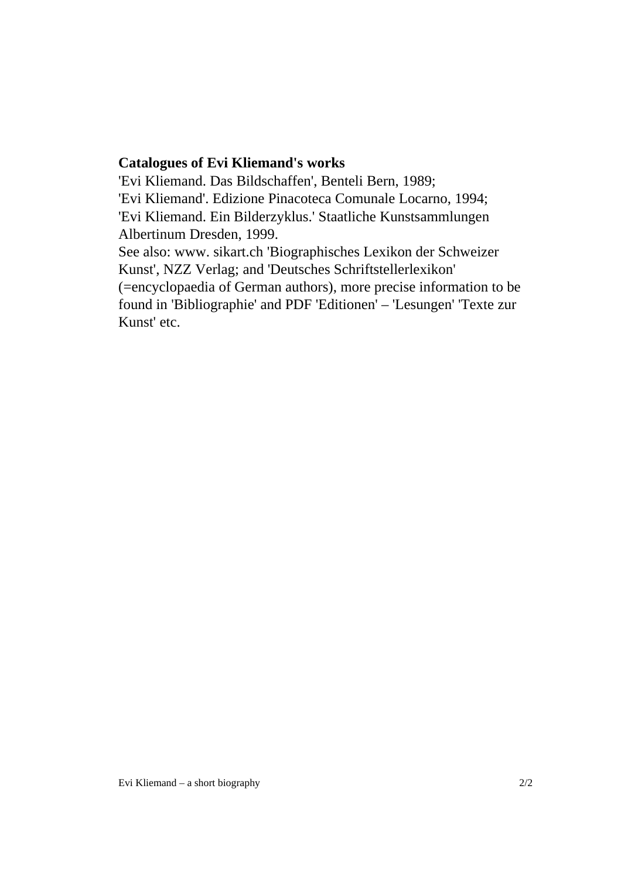**Catalogues of Evi Kliemand's works**

'Evi Kliemand. Das Bildschaffen', Benteli Bern, 1989;
'Evi Kliemand'. Edizione Pinacoteca Comunale Locarno, 1994;
'Evi Kliemand. Ein Bilderzyklus.' Staatliche Kunstsammlungen Albertinum Dresden, 1999.
See also: www. sikart.ch 'Biographisches Lexikon der Schweizer Kunst', NZZ Verlag; and 'Deutsches Schriftstellerlexikon' (=encyclopaedia of German authors), more precise information to be found in 'Bibliographie' and PDF 'Editionen' – 'Lesungen' 'Texte zur Kunst' etc.